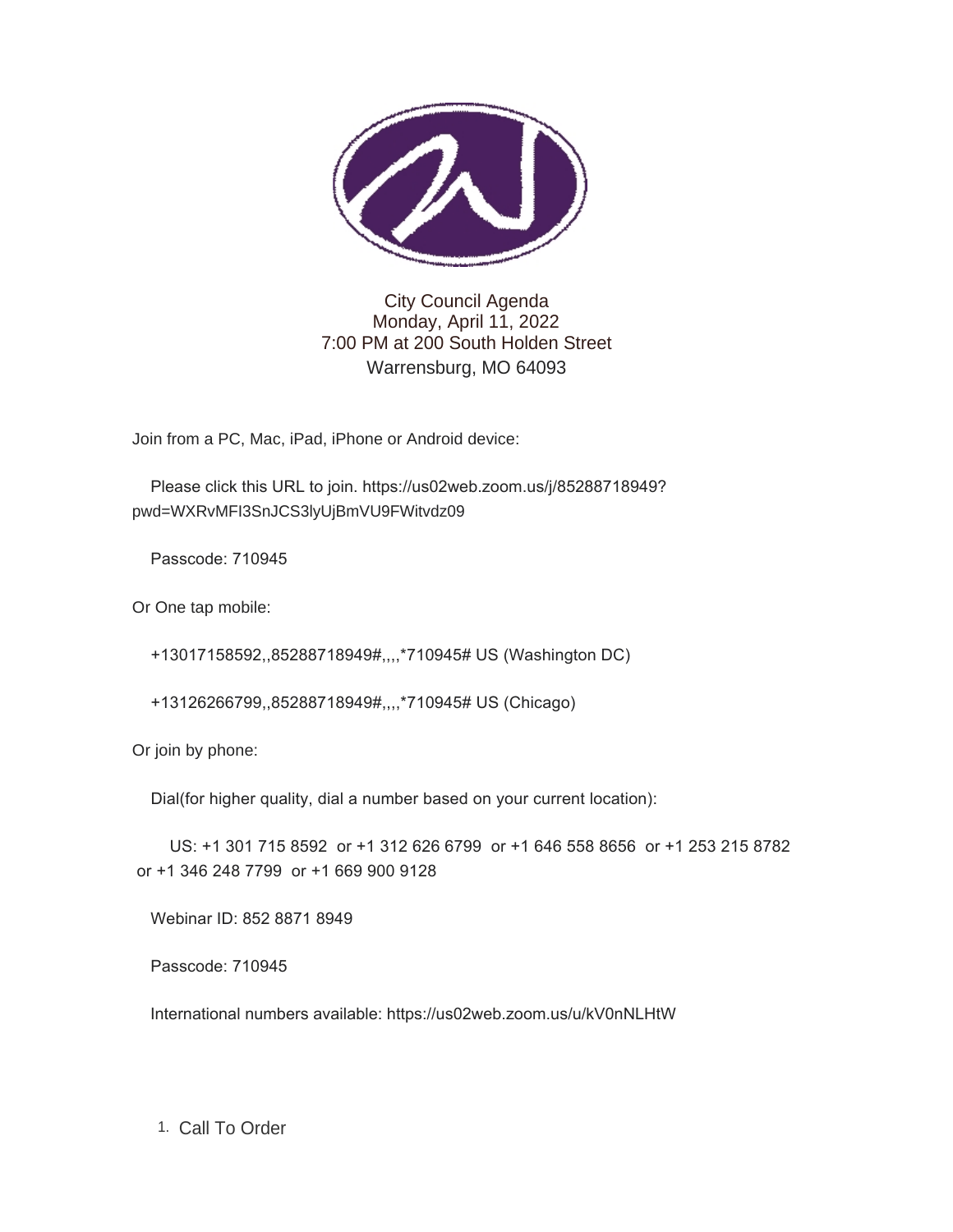# City Council Agenda

Monday, April 11, 2022

7:00 PM at 200 South Holden Street

Warrensburg, MO 64093

Join from a PC, Mac, iPad, iPhone or Android device:

Please click this URL to join. https://us02web.zoom.us/j/85288718949?pwd=WXRvMFI3SnJCS3lyUjBmVU9FWitvdz09

Passcode: 710945

Or One tap mobile:

+13017158592,,85288718949#,,,,*710945# US (Washington DC)

+13126266799,,85288718949#,,,,*710945# US (Chicago)

Or join by phone:

Dial(for higher quality, dial a number based on your current location):

US: +1 301 715 8592 or +1 312 626 6799 or +1 646 558 8656 or +1 253 215 8782 or +1 346 248 7799 or +1 669 900 9128

Webinar ID: 852 8871 8949

Passcode: 710945

International numbers available: https://us02web.zoom.us/u/kV0nNLHtW

1. Call To Order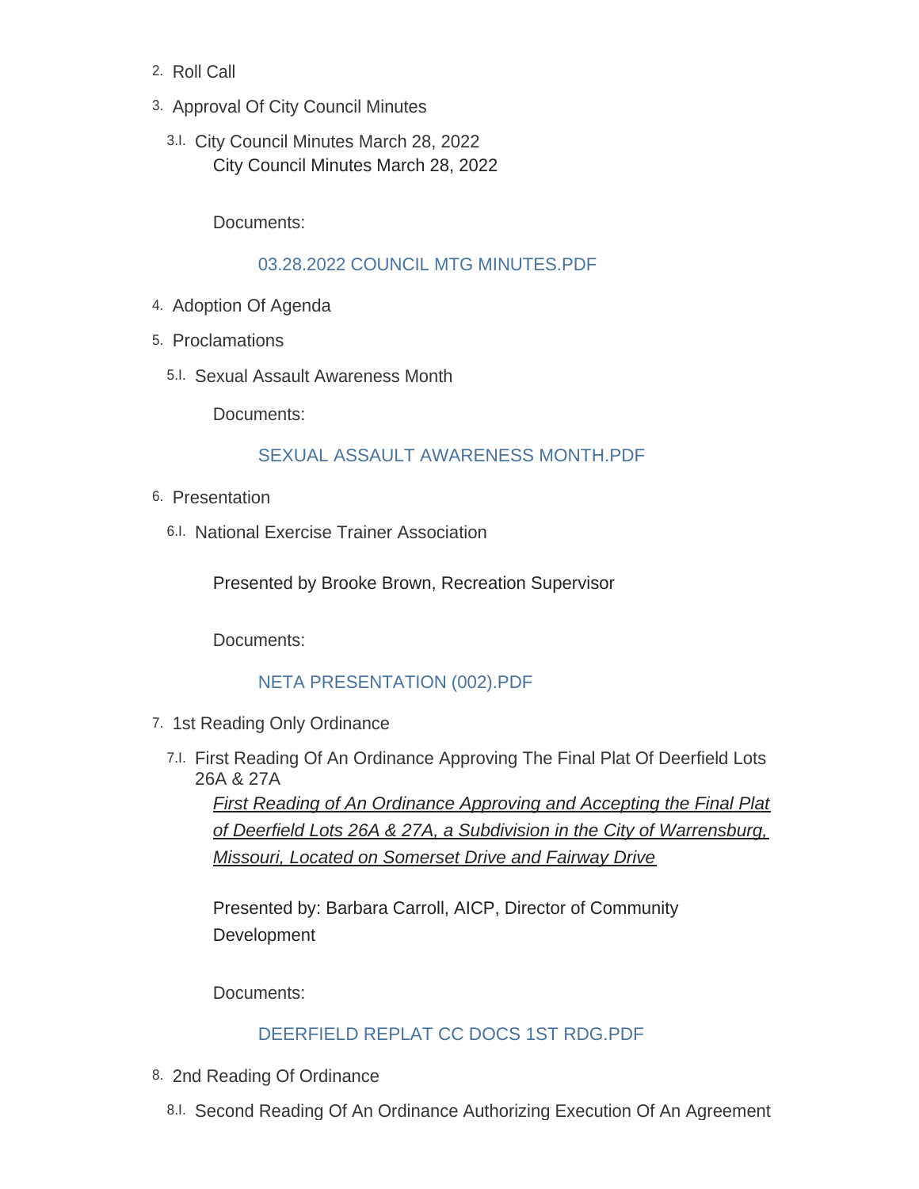2. Roll Call
3. Approval Of City Council Minutes
   - 3.I. City Council Minutes March 28, 2022

     City Council Minutes March 28, 2022

     Documents:

     03.28.2022 COUNCIL MTG MINUTES.PDF
4. Adoption Of Agenda
5. Proclamations
   - 5.I. Sexual Assault Awareness Month

     Documents:

     SEXUAL ASSAULT AWARENESS MONTH.PDF
6. Presentation
   - 6.I. National Exercise Trainer Association

     Presented by Brooke Brown, Recreation Supervisor

     Documents:

     NETA PRESENTATION (002).PDF
7. 1st Reading Only Ordinance
   - 7.I. First Reading Of An Ordinance Approving The Final Plat Of Deerfield Lots 26A & 27A

     *First Reading of An Ordinance Approving and Accepting the Final Plat of Deerfield Lots 26A & 27A, a Subdivision in the City of Warrensburg, Missouri, Located on Somerset Drive and Fairway Drive*

     Presented by: Barbara Carroll, AICP, Director of Community Development

     Documents:

     DEERFIELD REPLAT CC DOCS 1ST RDG.PDF
8. 2nd Reading Of Ordinance
   - 8.I. Second Reading Of An Ordinance Authorizing Execution Of An Agreement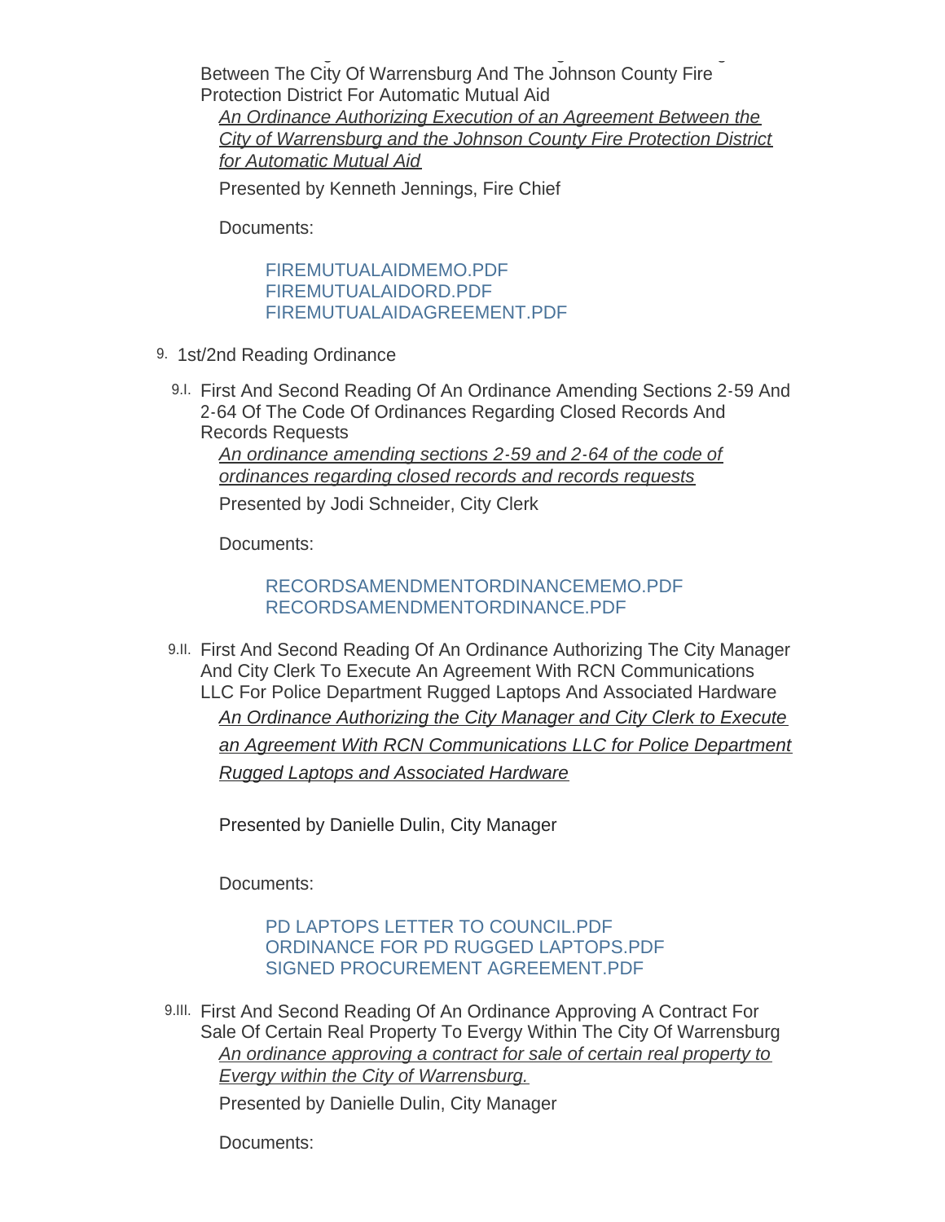Between The City Of Warrensburg And The Johnson County Fire Protection District For Automatic Mutual Aid

*An Ordinance Authorizing Execution of an Agreement Between the City of Warrensburg and the Johnson County Fire Protection District for Automatic Mutual Aid*

Presented by Kenneth Jennings, Fire Chief

Documents:

FIREMUTUALAIDMEMO.PDF
FIREMUTUALAIDORD.PDF
FIREMUTUALAIDAGREEMENT.PDF

9. 1st/2nd Reading Ordinance

9.I. First And Second Reading Of An Ordinance Amending Sections 2-59 And 2-64 Of The Code Of Ordinances Regarding Closed Records And Records Requests

*An ordinance amending sections 2-59 and 2-64 of the code of ordinances regarding closed records and records requests*

Presented by Jodi Schneider, City Clerk

Documents:

RECORDSAMENDMENTORDINANCEMEMO.PDF
RECORDSAMENDMENTORDINANCE.PDF

9.II. First And Second Reading Of An Ordinance Authorizing The City Manager And City Clerk To Execute An Agreement With RCN Communications LLC For Police Department Rugged Laptops And Associated Hardware

*An Ordinance Authorizing the City Manager and City Clerk to Execute an Agreement With RCN Communications LLC for Police Department Rugged Laptops and Associated Hardware*

Presented by Danielle Dulin, City Manager

Documents:

PD LAPTOPS LETTER TO COUNCIL.PDF
ORDINANCE FOR PD RUGGED LAPTOPS.PDF
SIGNED PROCUREMENT AGREEMENT.PDF

9.III. First And Second Reading Of An Ordinance Approving A Contract For Sale Of Certain Real Property To Evergy Within The City Of Warrensburg

*An ordinance approving a contract for sale of certain real property to Evergy within the City of Warrensburg.*

Presented by Danielle Dulin, City Manager

Documents: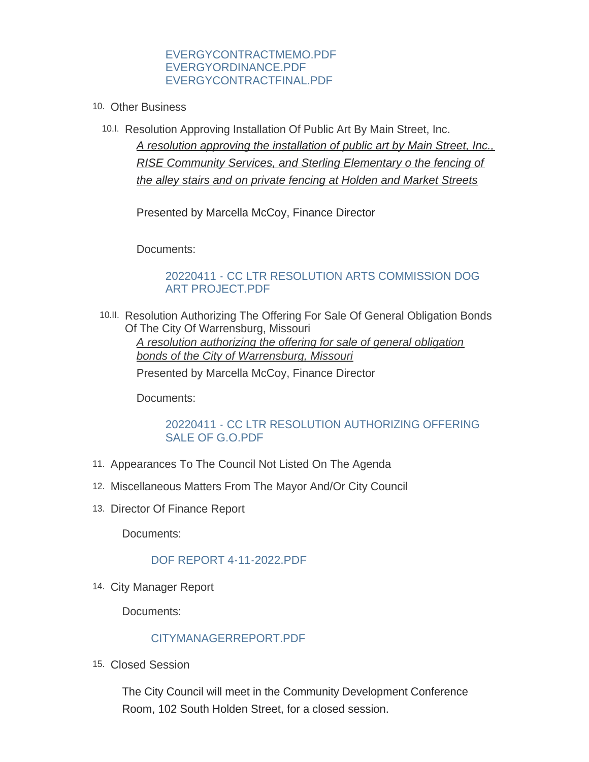EVERGYCONTRACTMEMO.PDF
EVERGYORDINANCE.PDF
EVERGYCONTRACTFINAL.PDF

10. Other Business

10.I. Resolution Approving Installation Of Public Art By Main Street, Inc.

<u>*A resolution approving the installation of public art by Main Street, Inc., RISE Community Services, and Sterling Elementary o the fencing of the alley stairs and on private fencing at Holden and Market Streets*</u>

Presented by Marcella McCoy, Finance Director

Documents:

20220411 - CC LTR RESOLUTION ARTS COMMISSION DOG ART PROJECT.PDF

10.II. Resolution Authorizing The Offering For Sale Of General Obligation Bonds Of The City Of Warrensburg, Missouri

<u>*A resolution authorizing the offering for sale of general obligation bonds of the City of Warrensburg, Missouri*</u>

Presented by Marcella McCoy, Finance Director

Documents:

20220411 - CC LTR RESOLUTION AUTHORIZING OFFERING SALE OF G.O.PDF

11. Appearances To The Council Not Listed On The Agenda

12. Miscellaneous Matters From The Mayor And/Or City Council

13. Director Of Finance Report

Documents:

DOF REPORT 4-11-2022.PDF

14. City Manager Report

Documents:

CITYMANAGERREPORT.PDF

15. Closed Session

The City Council will meet in the Community Development Conference Room, 102 South Holden Street, for a closed session.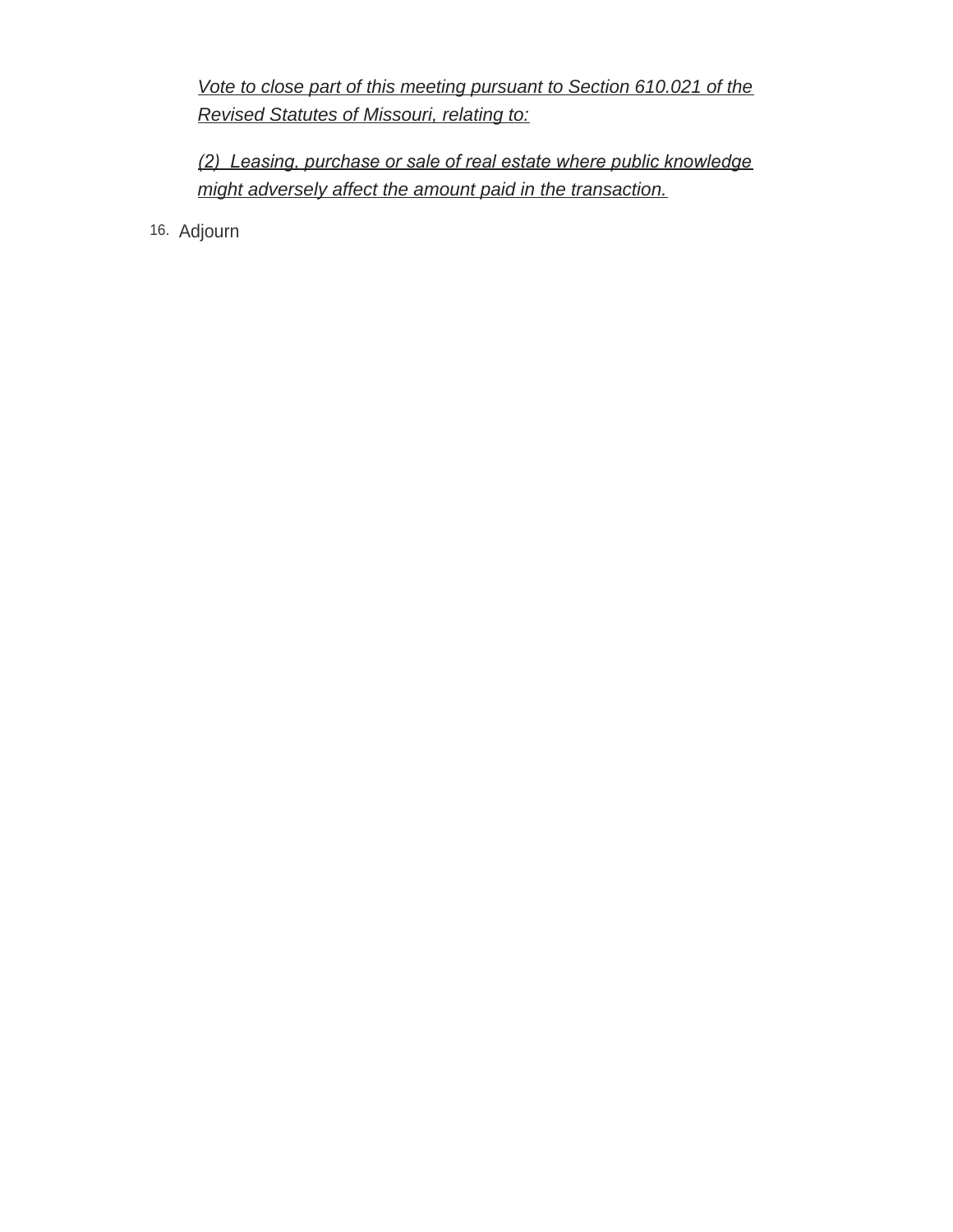*Vote to close part of this meeting pursuant to Section 610.021 of the Revised Statutes of Missouri, relating to:*

*(2) Leasing, purchase or sale of real estate where public knowledge might adversely affect the amount paid in the transaction.*

16. Adjourn